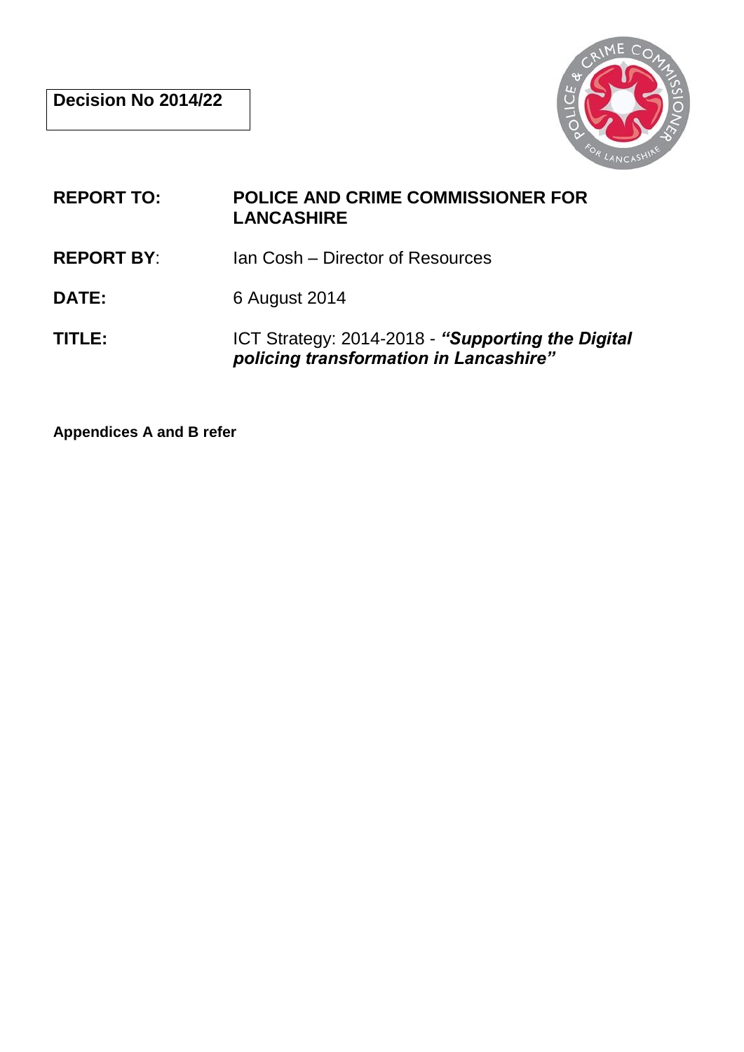**Decision No 2014/22**

**REPORT TO:** **POLICE AND CRIME COMMISSIONER FOR LANCASHIRE**

**REPORT BY**: Ian Cosh – Director of Resources

**DATE:** 6 August 2014

**TITLE:** ICT Strategy: 2014-2018 - ***"Supporting the Digital policing transformation in Lancashire"***

**Appendices A and B refer**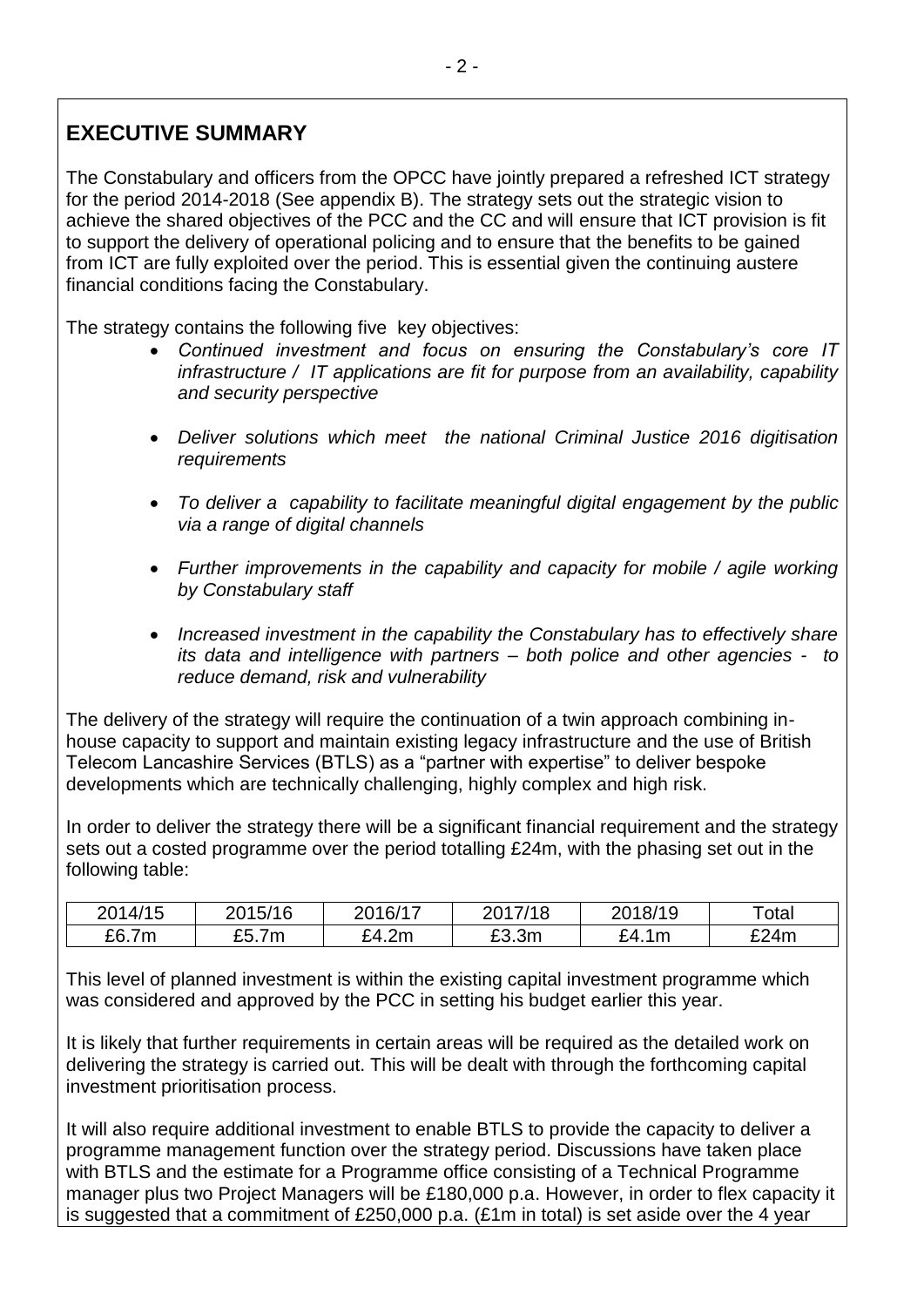## EXECUTIVE SUMMARY

The Constabulary and officers from the OPCC have jointly prepared a refreshed ICT strategy for the period 2014-2018 (See appendix B). The strategy sets out the strategic vision to achieve the shared objectives of the PCC and the CC and will ensure that ICT provision is fit to support the delivery of operational policing and to ensure that the benefits to be gained from ICT are fully exploited over the period. This is essential given the continuing austere financial conditions facing the Constabulary.

The strategy contains the following five key objectives:

- *Continued investment and focus on ensuring the Constabulary's core IT infrastructure / IT applications are fit for purpose from an availability, capability and security perspective*
- *Deliver solutions which meet the national Criminal Justice 2016 digitisation requirements*
- *To deliver a capability to facilitate meaningful digital engagement by the public via a range of digital channels*
- *Further improvements in the capability and capacity for mobile / agile working by Constabulary staff*
- *Increased investment in the capability the Constabulary has to effectively share its data and intelligence with partners – both police and other agencies - to reduce demand, risk and vulnerability*

The delivery of the strategy will require the continuation of a twin approach combining in-house capacity to support and maintain existing legacy infrastructure and the use of British Telecom Lancashire Services (BTLS) as a "partner with expertise" to deliver bespoke developments which are technically challenging, highly complex and high risk.

In order to deliver the strategy there will be a significant financial requirement and the strategy sets out a costed programme over the period totalling £24m, with the phasing set out in the following table:

| 2014/15 | 2015/16 | 2016/17 | 2017/18 | 2018/19 | Total |
|---|---|---|---|---|---|
| £6.7m | £5.7m | £4.2m | £3.3m | £4.1m | £24m |

This level of planned investment is within the existing capital investment programme which was considered and approved by the PCC in setting his budget earlier this year.

It is likely that further requirements in certain areas will be required as the detailed work on delivering the strategy is carried out. This will be dealt with through the forthcoming capital investment prioritisation process.

It will also require additional investment to enable BTLS to provide the capacity to deliver a programme management function over the strategy period. Discussions have taken place with BTLS and the estimate for a Programme office consisting of a Technical Programme manager plus two Project Managers will be £180,000 p.a. However, in order to flex capacity it is suggested that a commitment of £250,000 p.a. (£1m in total) is set aside over the 4 year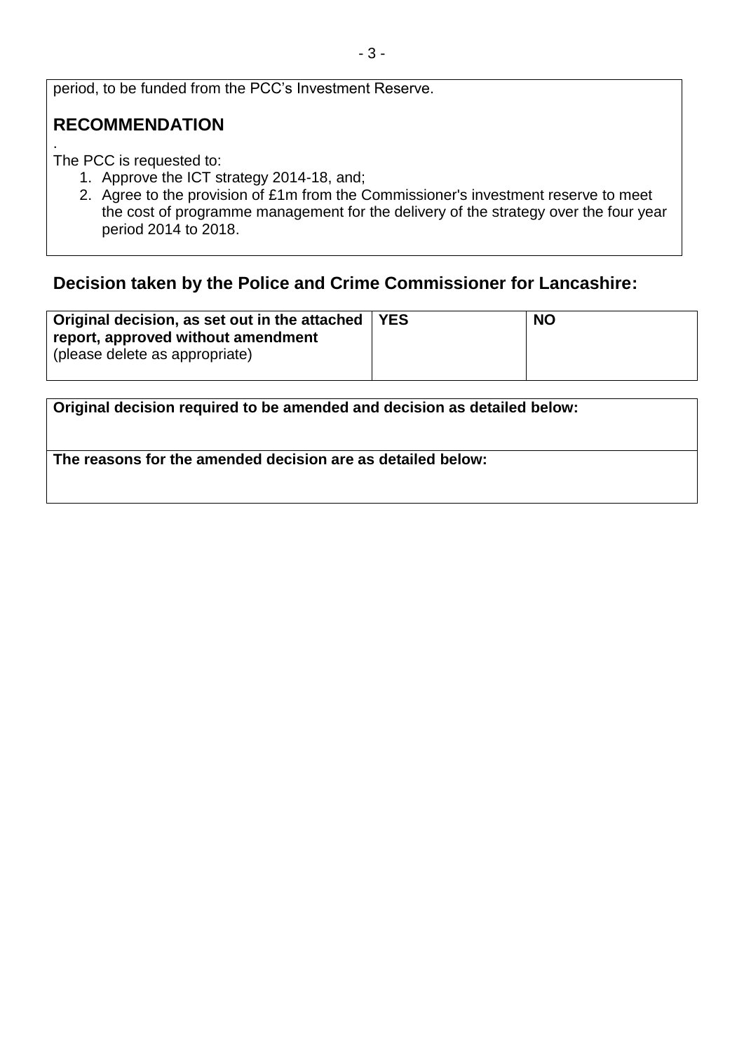period, to be funded from the PCC's Investment Reserve.

## RECOMMENDATION

.
The PCC is requested to:

1. Approve the ICT strategy 2014-18, and;
2. Agree to the provision of £1m from the Commissioner's investment reserve to meet the cost of programme management for the delivery of the strategy over the four year period 2014 to 2018.

## Decision taken by the Police and Crime Commissioner for Lancashire:

| **Original decision, as set out in the attached report, approved without amendment** (please delete as appropriate) | **YES** | **NO** |
|---|---|---|

| **Original decision required to be amended and decision as detailed below:** |
|---|
| **The reasons for the amended decision are as detailed below:** |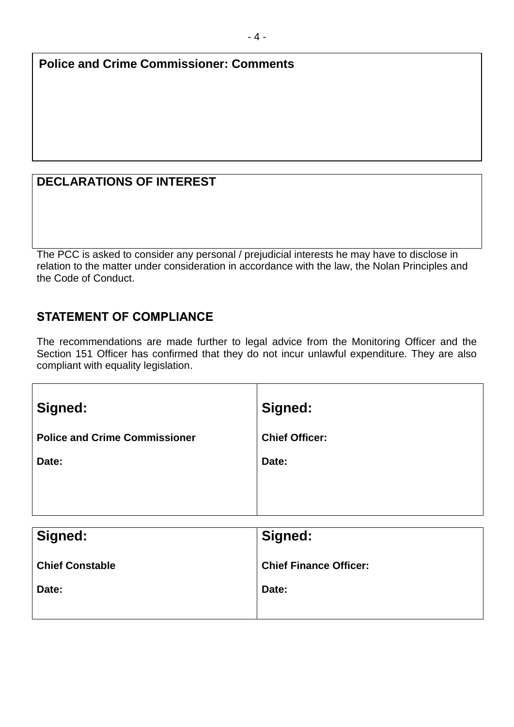**Police and Crime Commissioner: Comments**

**DECLARATIONS OF INTEREST**

The PCC is asked to consider any personal / prejudicial interests he may have to disclose in relation to the matter under consideration in accordance with the law, the Nolan Principles and the Code of Conduct.

## STATEMENT OF COMPLIANCE

The recommendations are made further to legal advice from the Monitoring Officer and the Section 151 Officer has confirmed that they do not incur unlawful expenditure. They are also compliant with equality legislation.

| **Signed:** | **Signed:** |
|---|---|
| **Police and Crime Commissioner** | **Chief Officer:** |
| **Date:** | **Date:** |

| **Signed:** | **Signed:** |
|---|---|
| **Chief Constable** | **Chief Finance Officer:** |
| **Date:** | **Date:** |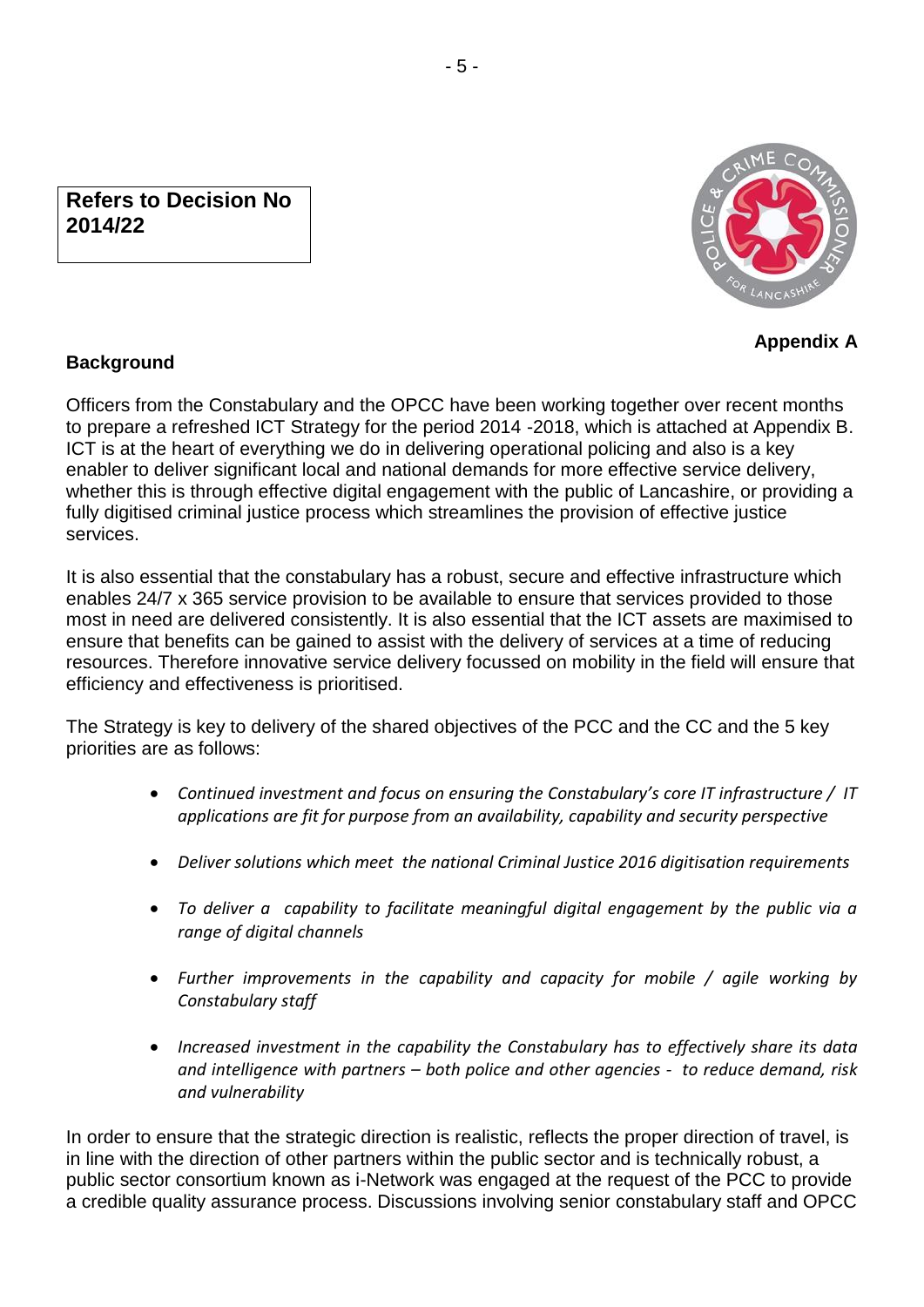**Refers to Decision No 2014/22**

**Appendix A**

**Background**

Officers from the Constabulary and the OPCC have been working together over recent months to prepare a refreshed ICT Strategy for the period 2014 -2018, which is attached at Appendix B. ICT is at the heart of everything we do in delivering operational policing and also is a key enabler to deliver significant local and national demands for more effective service delivery, whether this is through effective digital engagement with the public of Lancashire, or providing a fully digitised criminal justice process which streamlines the provision of effective justice services.

It is also essential that the constabulary has a robust, secure and effective infrastructure which enables 24/7 x 365 service provision to be available to ensure that services provided to those most in need are delivered consistently. It is also essential that the ICT assets are maximised to ensure that benefits can be gained to assist with the delivery of services at a time of reducing resources. Therefore innovative service delivery focussed on mobility in the field will ensure that efficiency and effectiveness is prioritised.

The Strategy is key to delivery of the shared objectives of the PCC and the CC and the 5 key priorities are as follows:

- *Continued investment and focus on ensuring the Constabulary's core IT infrastructure / IT applications are fit for purpose from an availability, capability and security perspective*
- *Deliver solutions which meet the national Criminal Justice 2016 digitisation requirements*
- *To deliver a capability to facilitate meaningful digital engagement by the public via a range of digital channels*
- *Further improvements in the capability and capacity for mobile / agile working by Constabulary staff*
- *Increased investment in the capability the Constabulary has to effectively share its data and intelligence with partners – both police and other agencies - to reduce demand, risk and vulnerability*

In order to ensure that the strategic direction is realistic, reflects the proper direction of travel, is in line with the direction of other partners within the public sector and is technically robust, a public sector consortium known as i-Network was engaged at the request of the PCC to provide a credible quality assurance process. Discussions involving senior constabulary staff and OPCC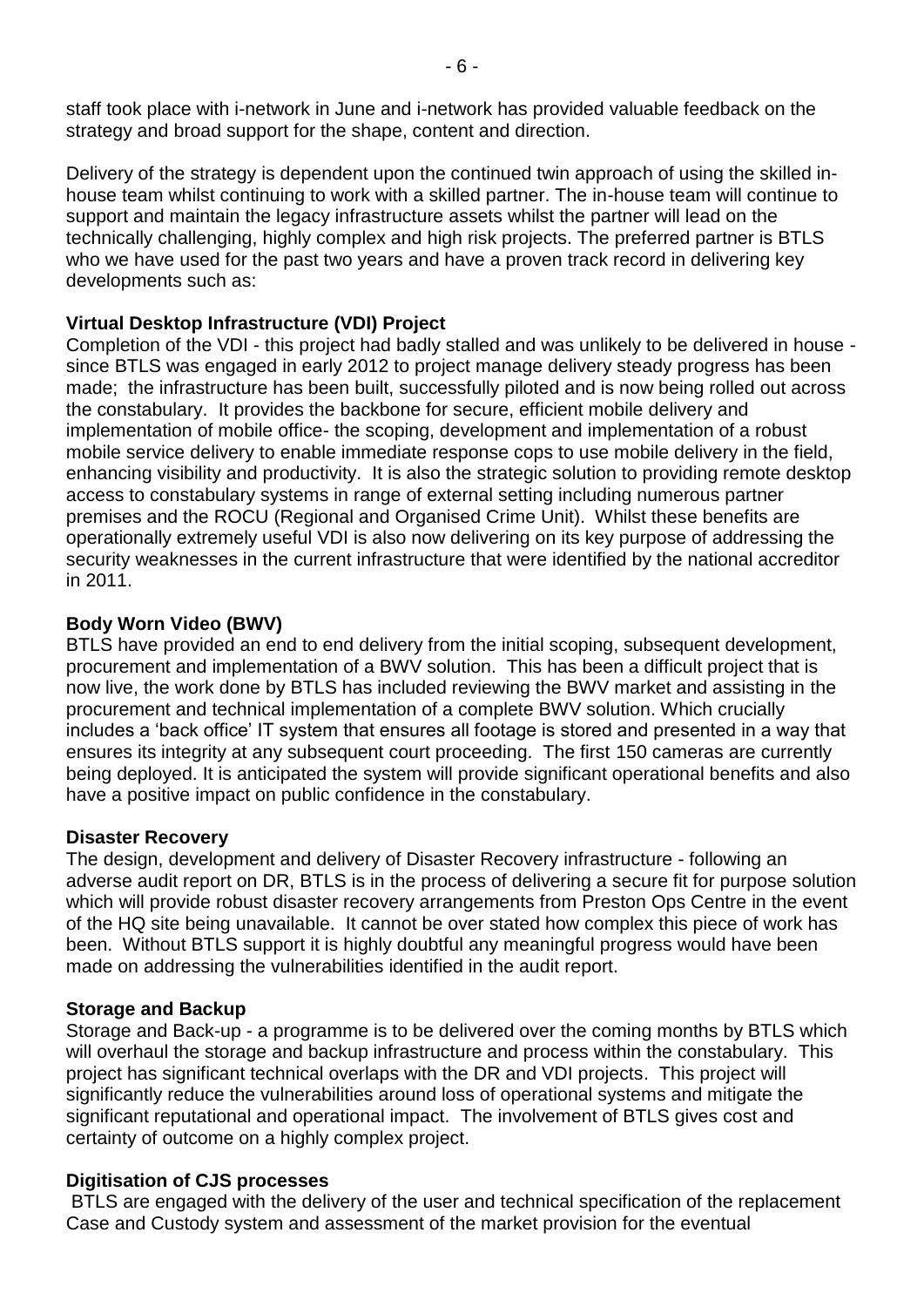staff took place with i-network in June and i-network has provided valuable feedback on the strategy and broad support for the shape, content and direction.

Delivery of the strategy is dependent upon the continued twin approach of using the skilled in-house team whilst continuing to work with a skilled partner. The in-house team will continue to support and maintain the legacy infrastructure assets whilst the partner will lead on the technically challenging, highly complex and high risk projects. The preferred partner is BTLS who we have used for the past two years and have a proven track record in delivering key developments such as:

**Virtual Desktop Infrastructure (VDI) Project**
Completion of the VDI - this project had badly stalled and was unlikely to be delivered in house - since BTLS was engaged in early 2012 to project manage delivery steady progress has been made; the infrastructure has been built, successfully piloted and is now being rolled out across the constabulary. It provides the backbone for secure, efficient mobile delivery and implementation of mobile office- the scoping, development and implementation of a robust mobile service delivery to enable immediate response cops to use mobile delivery in the field, enhancing visibility and productivity. It is also the strategic solution to providing remote desktop access to constabulary systems in range of external setting including numerous partner premises and the ROCU (Regional and Organised Crime Unit). Whilst these benefits are operationally extremely useful VDI is also now delivering on its key purpose of addressing the security weaknesses in the current infrastructure that were identified by the national accreditor in 2011.

**Body Worn Video (BWV)**
BTLS have provided an end to end delivery from the initial scoping, subsequent development, procurement and implementation of a BWV solution. This has been a difficult project that is now live, the work done by BTLS has included reviewing the BWV market and assisting in the procurement and technical implementation of a complete BWV solution. Which crucially includes a 'back office' IT system that ensures all footage is stored and presented in a way that ensures its integrity at any subsequent court proceeding. The first 150 cameras are currently being deployed. It is anticipated the system will provide significant operational benefits and also have a positive impact on public confidence in the constabulary.

**Disaster Recovery**
The design, development and delivery of Disaster Recovery infrastructure - following an adverse audit report on DR, BTLS is in the process of delivering a secure fit for purpose solution which will provide robust disaster recovery arrangements from Preston Ops Centre in the event of the HQ site being unavailable. It cannot be over stated how complex this piece of work has been. Without BTLS support it is highly doubtful any meaningful progress would have been made on addressing the vulnerabilities identified in the audit report.

**Storage and Backup**
Storage and Back-up - a programme is to be delivered over the coming months by BTLS which will overhaul the storage and backup infrastructure and process within the constabulary. This project has significant technical overlaps with the DR and VDI projects. This project will significantly reduce the vulnerabilities around loss of operational systems and mitigate the significant reputational and operational impact. The involvement of BTLS gives cost and certainty of outcome on a highly complex project.

**Digitisation of CJS processes**
BTLS are engaged with the delivery of the user and technical specification of the replacement Case and Custody system and assessment of the market provision for the eventual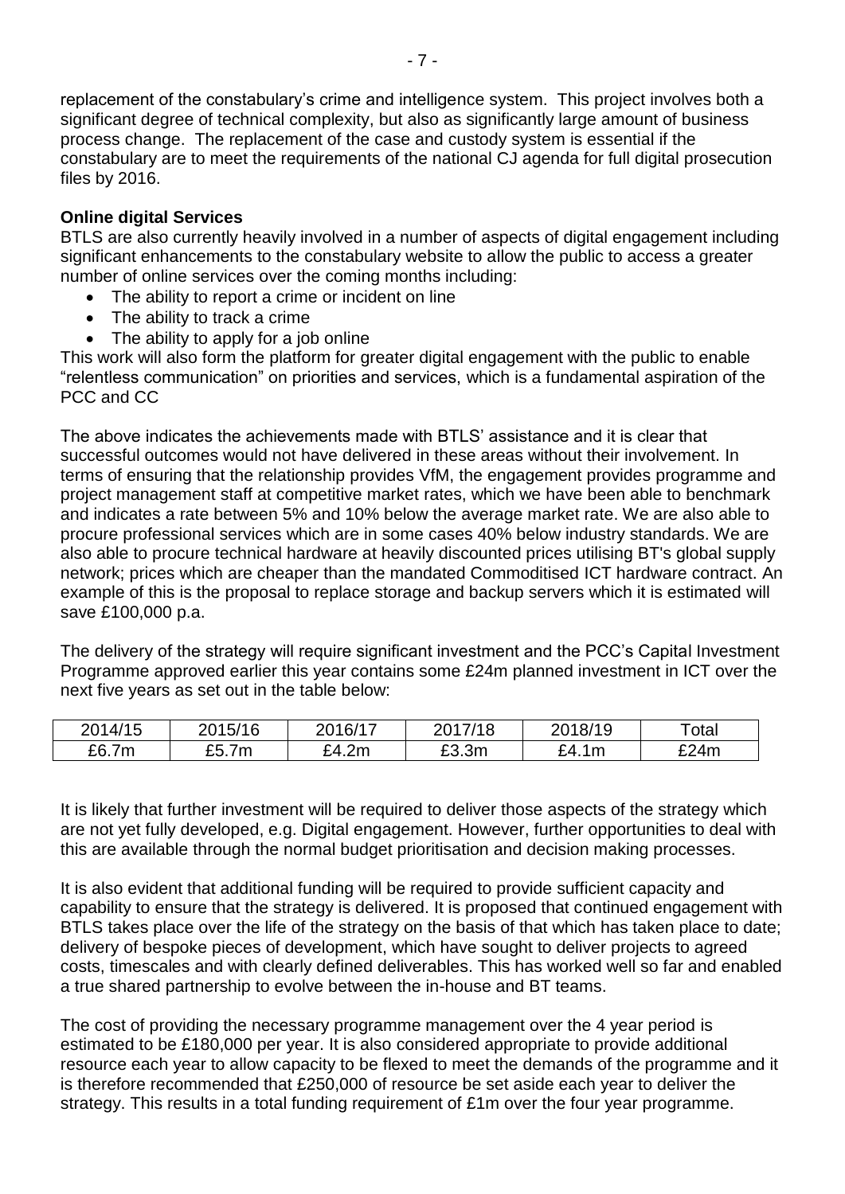replacement of the constabulary's crime and intelligence system. This project involves both a significant degree of technical complexity, but also as significantly large amount of business process change. The replacement of the case and custody system is essential if the constabulary are to meet the requirements of the national CJ agenda for full digital prosecution files by 2016.

**Online digital Services**

BTLS are also currently heavily involved in a number of aspects of digital engagement including significant enhancements to the constabulary website to allow the public to access a greater number of online services over the coming months including:

- The ability to report a crime or incident on line
- The ability to track a crime
- The ability to apply for a job online

This work will also form the platform for greater digital engagement with the public to enable "relentless communication" on priorities and services, which is a fundamental aspiration of the PCC and CC

The above indicates the achievements made with BTLS' assistance and it is clear that successful outcomes would not have delivered in these areas without their involvement. In terms of ensuring that the relationship provides VfM, the engagement provides programme and project management staff at competitive market rates, which we have been able to benchmark and indicates a rate between 5% and 10% below the average market rate. We are also able to procure professional services which are in some cases 40% below industry standards. We are also able to procure technical hardware at heavily discounted prices utilising BT's global supply network; prices which are cheaper than the mandated Commoditised ICT hardware contract. An example of this is the proposal to replace storage and backup servers which it is estimated will save £100,000 p.a.

The delivery of the strategy will require significant investment and the PCC's Capital Investment Programme approved earlier this year contains some £24m planned investment in ICT over the next five years as set out in the table below:

| 2014/15 | 2015/16 | 2016/17 | 2017/18 | 2018/19 | Total |
|---|---|---|---|---|---|
| £6.7m | £5.7m | £4.2m | £3.3m | £4.1m | £24m |

It is likely that further investment will be required to deliver those aspects of the strategy which are not yet fully developed, e.g. Digital engagement. However, further opportunities to deal with this are available through the normal budget prioritisation and decision making processes.

It is also evident that additional funding will be required to provide sufficient capacity and capability to ensure that the strategy is delivered. It is proposed that continued engagement with BTLS takes place over the life of the strategy on the basis of that which has taken place to date; delivery of bespoke pieces of development, which have sought to deliver projects to agreed costs, timescales and with clearly defined deliverables. This has worked well so far and enabled a true shared partnership to evolve between the in-house and BT teams.

The cost of providing the necessary programme management over the 4 year period is estimated to be £180,000 per year. It is also considered appropriate to provide additional resource each year to allow capacity to be flexed to meet the demands of the programme and it is therefore recommended that £250,000 of resource be set aside each year to deliver the strategy. This results in a total funding requirement of £1m over the four year programme.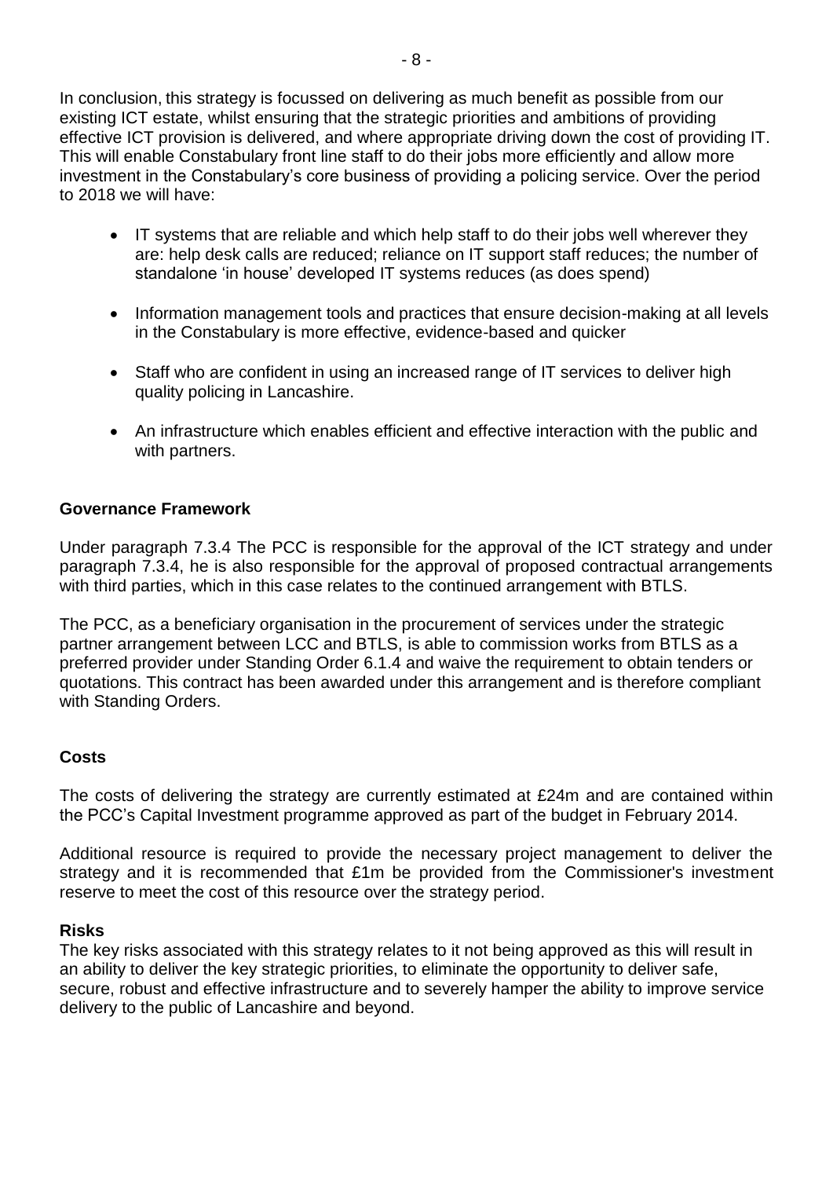In conclusion, this strategy is focussed on delivering as much benefit as possible from our existing ICT estate, whilst ensuring that the strategic priorities and ambitions of providing effective ICT provision is delivered, and where appropriate driving down the cost of providing IT. This will enable Constabulary front line staff to do their jobs more efficiently and allow more investment in the Constabulary's core business of providing a policing service. Over the period to 2018 we will have:

- IT systems that are reliable and which help staff to do their jobs well wherever they are: help desk calls are reduced; reliance on IT support staff reduces; the number of standalone 'in house' developed IT systems reduces (as does spend)
- Information management tools and practices that ensure decision-making at all levels in the Constabulary is more effective, evidence-based and quicker
- Staff who are confident in using an increased range of IT services to deliver high quality policing in Lancashire.
- An infrastructure which enables efficient and effective interaction with the public and with partners.

**Governance Framework**

Under paragraph 7.3.4 The PCC is responsible for the approval of the ICT strategy and under paragraph 7.3.4, he is also responsible for the approval of proposed contractual arrangements with third parties, which in this case relates to the continued arrangement with BTLS.

The PCC, as a beneficiary organisation in the procurement of services under the strategic partner arrangement between LCC and BTLS, is able to commission works from BTLS as a preferred provider under Standing Order 6.1.4 and waive the requirement to obtain tenders or quotations. This contract has been awarded under this arrangement and is therefore compliant with Standing Orders.

**Costs**

The costs of delivering the strategy are currently estimated at £24m and are contained within the PCC's Capital Investment programme approved as part of the budget in February 2014.

Additional resource is required to provide the necessary project management to deliver the strategy and it is recommended that £1m be provided from the Commissioner's investment reserve to meet the cost of this resource over the strategy period.

**Risks**

The key risks associated with this strategy relates to it not being approved as this will result in an ability to deliver the key strategic priorities, to eliminate the opportunity to deliver safe, secure, robust and effective infrastructure and to severely hamper the ability to improve service delivery to the public of Lancashire and beyond.